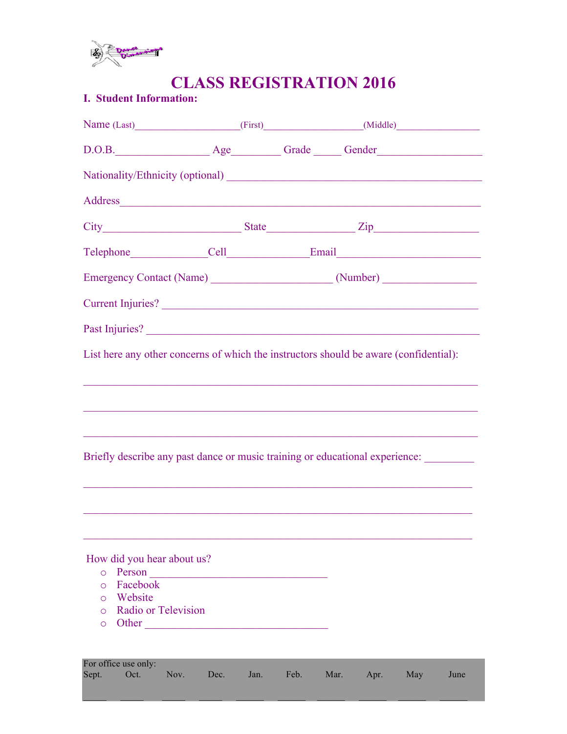# CLASS REGISTRATION 2016

## I. Student Information:

Name (Last)____________________(First)___________________(Middle)________________

D.O.B.________________ Age_________ Grade _____ Gender__________________

Nationality/Ethnicity (optional) ____________________________________________

Address____________________________________________________________

City_________________________ State________________ Zip__________________

Telephone______________Cell______________Email__________________________

Emergency Contact (Name) ______________________ (Number) _________________

Current Injuries? ______________________________________________________

Past Injuries? _________________________________________________________

List here any other concerns of which the instructors should be aware (confidential):

_______________________________________________________________________

_______________________________________________________________________

_______________________________________________________________________

Briefly describe any past dance or music training or educational experience: _________

_______________________________________________________________________

_______________________________________________________________________

_______________________________________________________________________

How did you hear about us?

- Person _________________________________
- Facebook
- Website
- Radio or Television
- Other __________________________________

For office use only:

| Sept. | Oct. | Nov. | Dec. | Jan. | Feb. | Mar. | Apr. | May | June |
|---|---|---|---|---|---|---|---|---|---|
| _____ | _____ | _____ | _____ | _____ | _____ | _____ | _____ | _____ | _____ |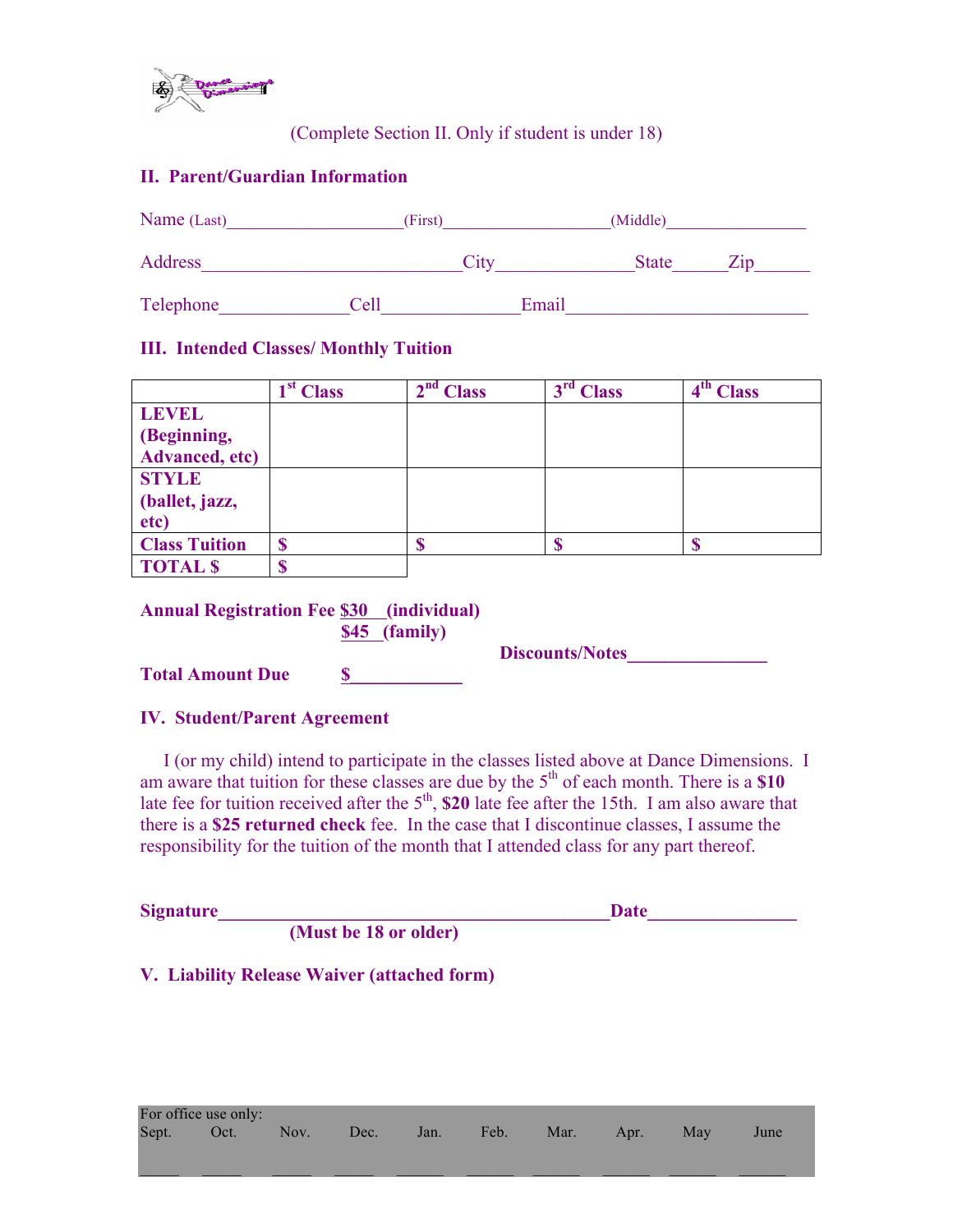(Complete Section II. Only if student is under 18)

## II. Parent/Guardian Information

Name (Last)____________________(First)___________________(Middle)________________

Address_____________________________City_______________State______Zip______

Telephone______________Cell_______________Email__________________________

## III. Intended Classes/ Monthly Tuition

| | 1st Class | 2nd Class | 3rd Class | 4th Class |
|---|---|---|---|---|
| **LEVEL (Beginning, Advanced, etc)** | | | | |
| **STYLE (ballet, jazz, etc)** | | | | |
| **Class Tuition** | **$** | **$** | **$** | **$** |
| **TOTAL $** | **$** | | | |

**Annual Registration Fee $30 (individual)**
**$45 (family)**

**Discounts/Notes_______________**

**Total Amount Due $____________**

## IV. Student/Parent Agreement

I (or my child) intend to participate in the classes listed above at Dance Dimensions. I am aware that tuition for these classes are due by the 5th of each month. There is a **$10** late fee for tuition received after the 5th, **$20** late fee after the 15th. I am also aware that there is a **$25 returned check** fee. In the case that I discontinue classes, I assume the responsibility for the tuition of the month that I attended class for any part thereof.

**Signature___________________________________________Date________________**
**(Must be 18 or older)**

## V. Liability Release Waiver (attached form)

For office use only:

| Sept. | Oct. | Nov. | Dec. | Jan. | Feb. | Mar. | Apr. | May | June |
|---|---|---|---|---|---|---|---|---|---|
| _____ | _____ | _____ | _____ | _____ | _____ | _____ | _____ | _____ | _____ |